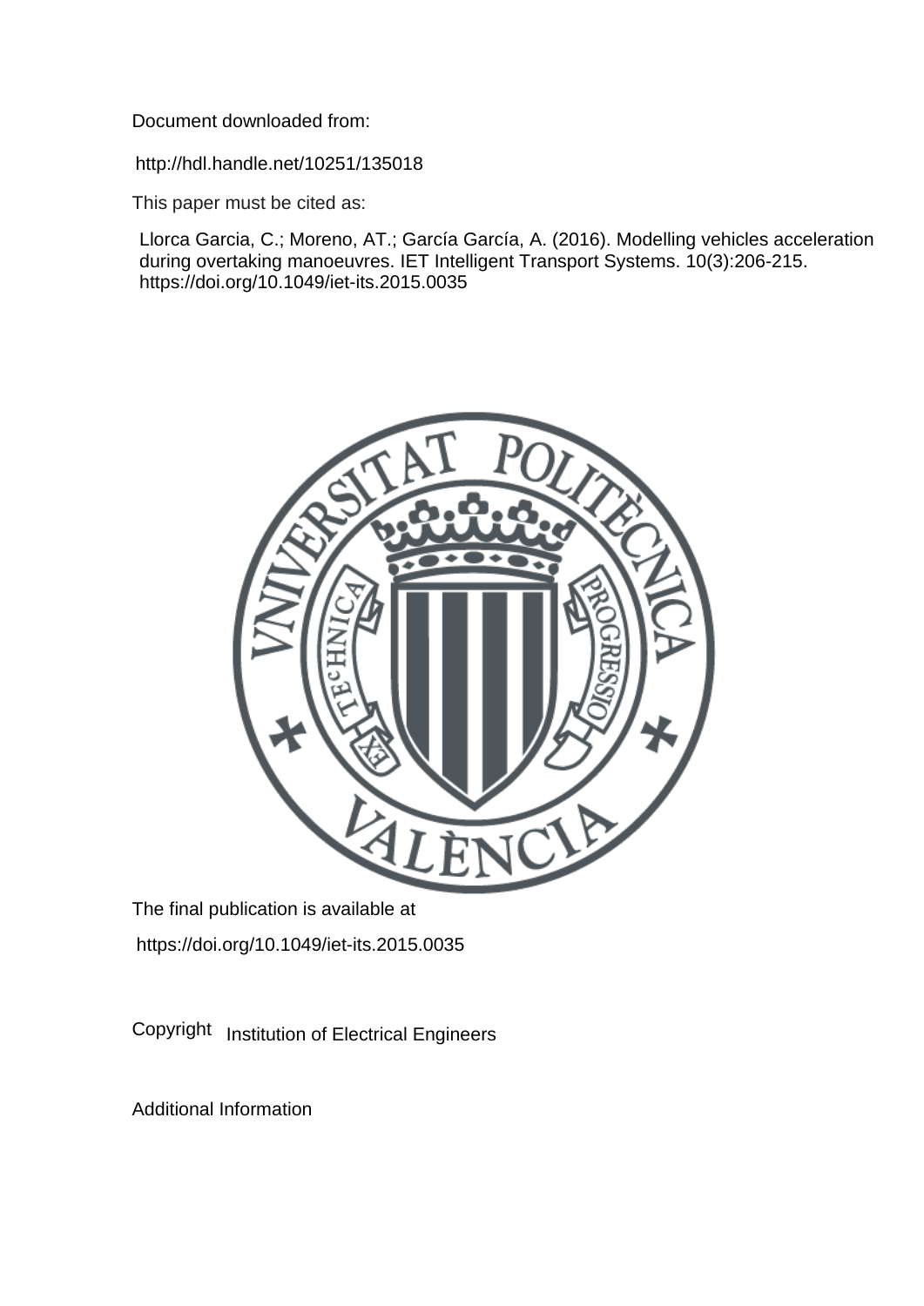Document downloaded from:

http://hdl.handle.net/10251/135018

This paper must be cited as:

Llorca Garcia, C.; Moreno, AT.; García García, A. (2016). Modelling vehicles acceleration during overtaking manoeuvres. IET Intelligent Transport Systems. 10(3):206-215. https://doi.org/10.1049/iet-its.2015.0035

The final publication is available at

https://doi.org/10.1049/iet-its.2015.0035

Copyright Institution of Electrical Engineers

Additional Information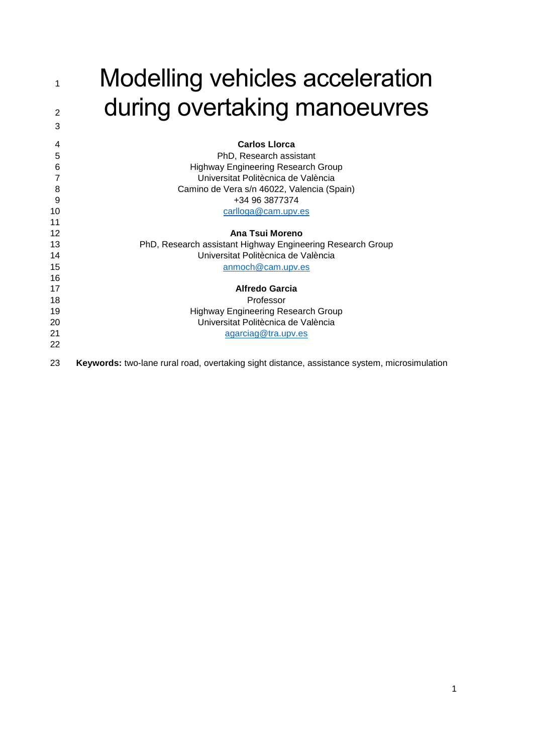# Modelling vehicles acceleration during overtaking manoeuvres

**Carlos Llorca**
PhD, Research assistant
Highway Engineering Research Group
Universitat Politècnica de València
Camino de Vera s/n 46022, Valencia (Spain)
+34 96 3877374
carlloga@cam.upv.es

**Ana Tsui Moreno**
PhD, Research assistant Highway Engineering Research Group
Universitat Politècnica de València
anmoch@cam.upv.es

**Alfredo Garcia**
Professor
Highway Engineering Research Group
Universitat Politècnica de València
agarciag@tra.upv.es

**Keywords:** two-lane rural road, overtaking sight distance, assistance system, microsimulation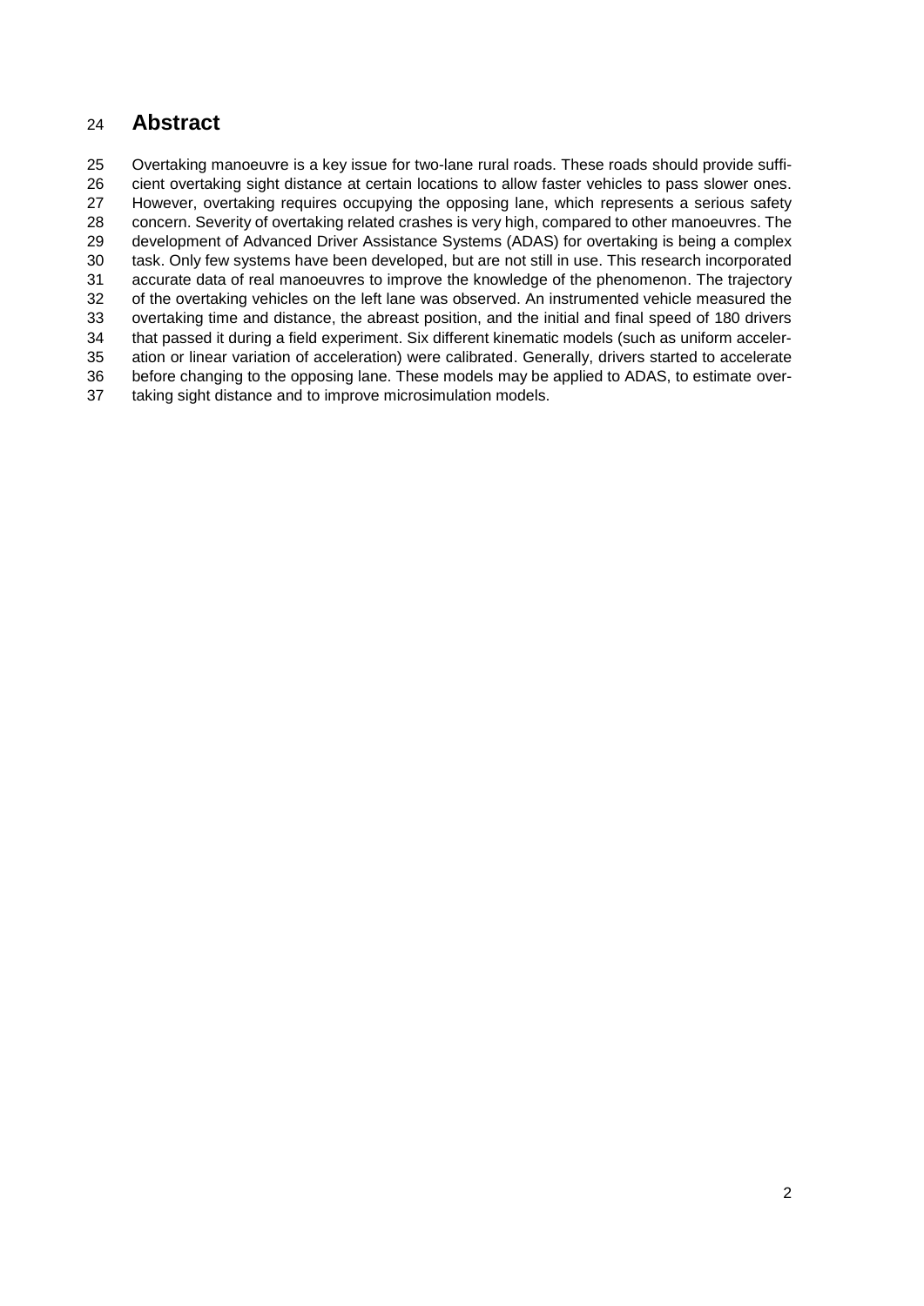# Abstract

Overtaking manoeuvre is a key issue for two-lane rural roads. These roads should provide sufficient overtaking sight distance at certain locations to allow faster vehicles to pass slower ones. However, overtaking requires occupying the opposing lane, which represents a serious safety concern. Severity of overtaking related crashes is very high, compared to other manoeuvres. The development of Advanced Driver Assistance Systems (ADAS) for overtaking is being a complex task. Only few systems have been developed, but are not still in use. This research incorporated accurate data of real manoeuvres to improve the knowledge of the phenomenon. The trajectory of the overtaking vehicles on the left lane was observed. An instrumented vehicle measured the overtaking time and distance, the abreast position, and the initial and final speed of 180 drivers that passed it during a field experiment. Six different kinematic models (such as uniform acceleration or linear variation of acceleration) were calibrated. Generally, drivers started to accelerate before changing to the opposing lane. These models may be applied to ADAS, to estimate overtaking sight distance and to improve microsimulation models.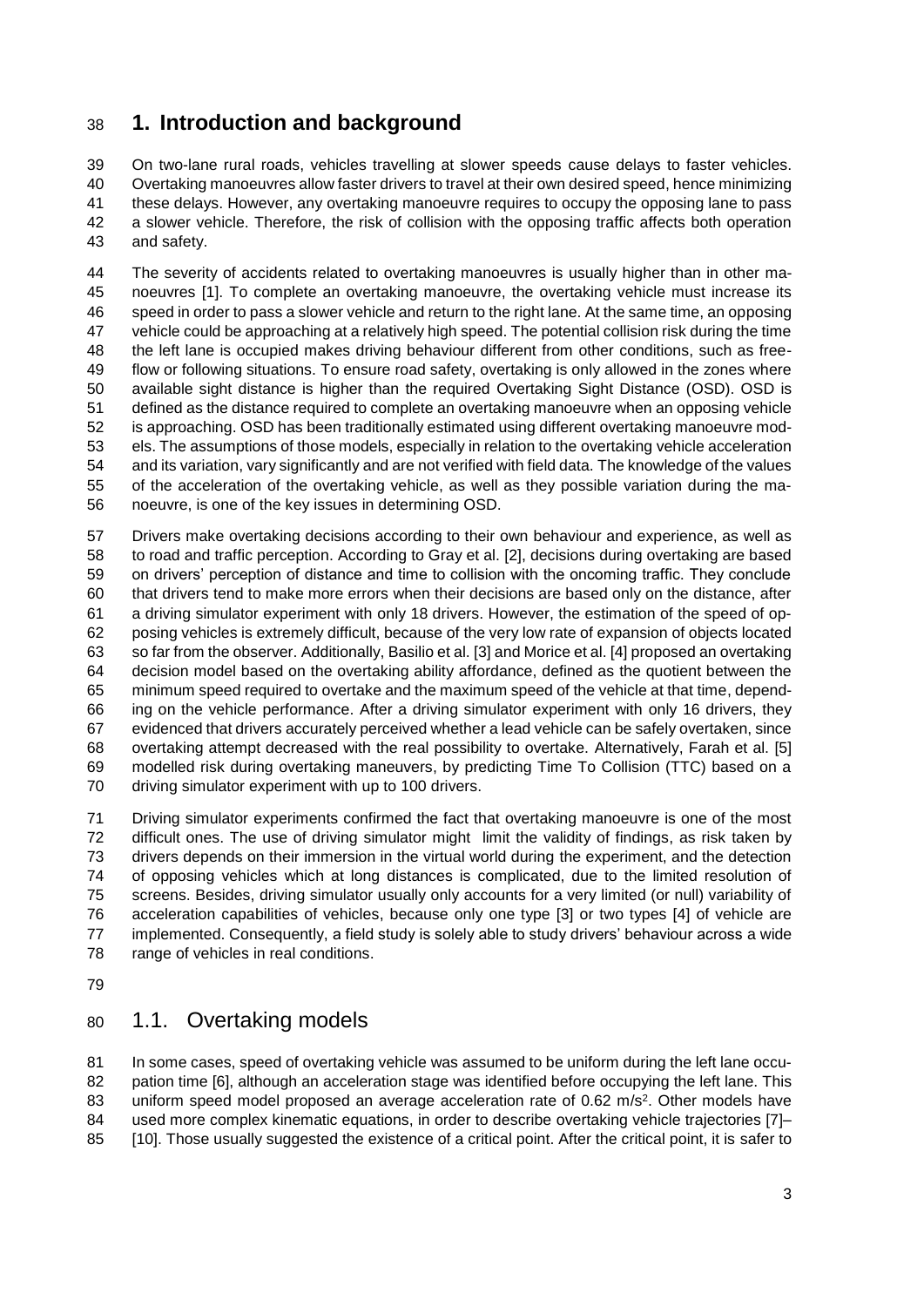# 1. Introduction and background

On two-lane rural roads, vehicles travelling at slower speeds cause delays to faster vehicles. Overtaking manoeuvres allow faster drivers to travel at their own desired speed, hence minimizing these delays. However, any overtaking manoeuvre requires to occupy the opposing lane to pass a slower vehicle. Therefore, the risk of collision with the opposing traffic affects both operation and safety.

The severity of accidents related to overtaking manoeuvres is usually higher than in other manoeuvres [1]. To complete an overtaking manoeuvre, the overtaking vehicle must increase its speed in order to pass a slower vehicle and return to the right lane. At the same time, an opposing vehicle could be approaching at a relatively high speed. The potential collision risk during the time the left lane is occupied makes driving behaviour different from other conditions, such as free-flow or following situations. To ensure road safety, overtaking is only allowed in the zones where available sight distance is higher than the required Overtaking Sight Distance (OSD). OSD is defined as the distance required to complete an overtaking manoeuvre when an opposing vehicle is approaching. OSD has been traditionally estimated using different overtaking manoeuvre models. The assumptions of those models, especially in relation to the overtaking vehicle acceleration and its variation, vary significantly and are not verified with field data. The knowledge of the values of the acceleration of the overtaking vehicle, as well as they possible variation during the manoeuvre, is one of the key issues in determining OSD.

Drivers make overtaking decisions according to their own behaviour and experience, as well as to road and traffic perception. According to Gray et al. [2], decisions during overtaking are based on drivers' perception of distance and time to collision with the oncoming traffic. They conclude that drivers tend to make more errors when their decisions are based only on the distance, after a driving simulator experiment with only 18 drivers. However, the estimation of the speed of opposing vehicles is extremely difficult, because of the very low rate of expansion of objects located so far from the observer. Additionally, Basilio et al. [3] and Morice et al. [4] proposed an overtaking decision model based on the overtaking ability affordance, defined as the quotient between the minimum speed required to overtake and the maximum speed of the vehicle at that time, depending on the vehicle performance. After a driving simulator experiment with only 16 drivers, they evidenced that drivers accurately perceived whether a lead vehicle can be safely overtaken, since overtaking attempt decreased with the real possibility to overtake. Alternatively, Farah et al. [5] modelled risk during overtaking maneuvers, by predicting Time To Collision (TTC) based on a driving simulator experiment with up to 100 drivers.

Driving simulator experiments confirmed the fact that overtaking manoeuvre is one of the most difficult ones. The use of driving simulator might limit the validity of findings, as risk taken by drivers depends on their immersion in the virtual world during the experiment, and the detection of opposing vehicles which at long distances is complicated, due to the limited resolution of screens. Besides, driving simulator usually only accounts for a very limited (or null) variability of acceleration capabilities of vehicles, because only one type [3] or two types [4] of vehicle are implemented. Consequently, a field study is solely able to study drivers' behaviour across a wide range of vehicles in real conditions.

## 1.1. Overtaking models

In some cases, speed of overtaking vehicle was assumed to be uniform during the left lane occupation time [6], although an acceleration stage was identified before occupying the left lane. This uniform speed model proposed an average acceleration rate of 0.62 $m/s^2$. Other models have used more complex kinematic equations, in order to describe overtaking vehicle trajectories [7]–[10]. Those usually suggested the existence of a critical point. After the critical point, it is safer to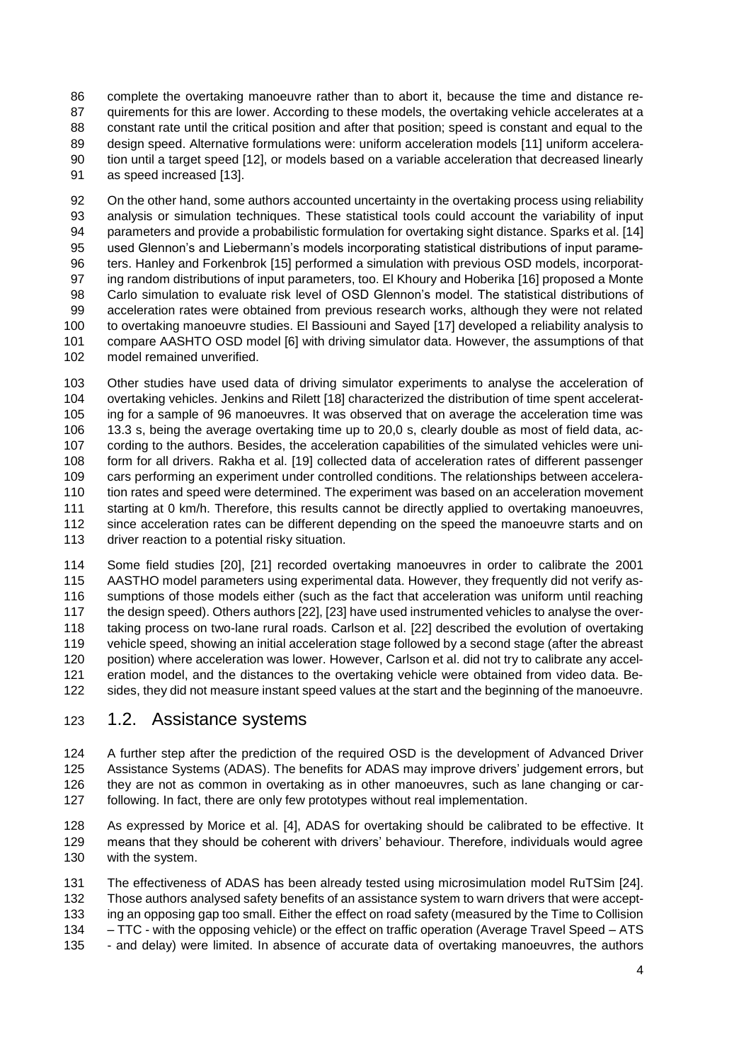complete the overtaking manoeuvre rather than to abort it, because the time and distance requirements for this are lower. According to these models, the overtaking vehicle accelerates at a constant rate until the critical position and after that position; speed is constant and equal to the design speed. Alternative formulations were: uniform acceleration models [11] uniform acceleration until a target speed [12], or models based on a variable acceleration that decreased linearly as speed increased [13].

On the other hand, some authors accounted uncertainty in the overtaking process using reliability analysis or simulation techniques. These statistical tools could account the variability of input parameters and provide a probabilistic formulation for overtaking sight distance. Sparks et al. [14] used Glennon's and Liebermann's models incorporating statistical distributions of input parameters. Hanley and Forkenbrok [15] performed a simulation with previous OSD models, incorporating random distributions of input parameters, too. El Khoury and Hoberika [16] proposed a Monte Carlo simulation to evaluate risk level of OSD Glennon's model. The statistical distributions of acceleration rates were obtained from previous research works, although they were not related to overtaking manoeuvre studies. El Bassiouni and Sayed [17] developed a reliability analysis to compare AASHTO OSD model [6] with driving simulator data. However, the assumptions of that model remained unverified.

Other studies have used data of driving simulator experiments to analyse the acceleration of overtaking vehicles. Jenkins and Rilett [18] characterized the distribution of time spent accelerating for a sample of 96 manoeuvres. It was observed that on average the acceleration time was 13.3 s, being the average overtaking time up to 20,0 s, clearly double as most of field data, according to the authors. Besides, the acceleration capabilities of the simulated vehicles were uniform for all drivers. Rakha et al. [19] collected data of acceleration rates of different passenger cars performing an experiment under controlled conditions. The relationships between acceleration rates and speed were determined. The experiment was based on an acceleration movement starting at 0 km/h. Therefore, this results cannot be directly applied to overtaking manoeuvres, since acceleration rates can be different depending on the speed the manoeuvre starts and on driver reaction to a potential risky situation.

Some field studies [20], [21] recorded overtaking manoeuvres in order to calibrate the 2001 AASTHO model parameters using experimental data. However, they frequently did not verify assumptions of those models either (such as the fact that acceleration was uniform until reaching the design speed). Others authors [22], [23] have used instrumented vehicles to analyse the overtaking process on two-lane rural roads. Carlson et al. [22] described the evolution of overtaking vehicle speed, showing an initial acceleration stage followed by a second stage (after the abreast position) where acceleration was lower. However, Carlson et al. did not try to calibrate any acceleration model, and the distances to the overtaking vehicle were obtained from video data. Besides, they did not measure instant speed values at the start and the beginning of the manoeuvre.

## 1.2. Assistance systems

A further step after the prediction of the required OSD is the development of Advanced Driver Assistance Systems (ADAS). The benefits for ADAS may improve drivers' judgement errors, but they are not as common in overtaking as in other manoeuvres, such as lane changing or car-following. In fact, there are only few prototypes without real implementation.

As expressed by Morice et al. [4], ADAS for overtaking should be calibrated to be effective. It means that they should be coherent with drivers' behaviour. Therefore, individuals would agree with the system.

The effectiveness of ADAS has been already tested using microsimulation model RuTSim [24]. Those authors analysed safety benefits of an assistance system to warn drivers that were accepting an opposing gap too small. Either the effect on road safety (measured by the Time to Collision – TTC - with the opposing vehicle) or the effect on traffic operation (Average Travel Speed – ATS - and delay) were limited. In absence of accurate data of overtaking manoeuvres, the authors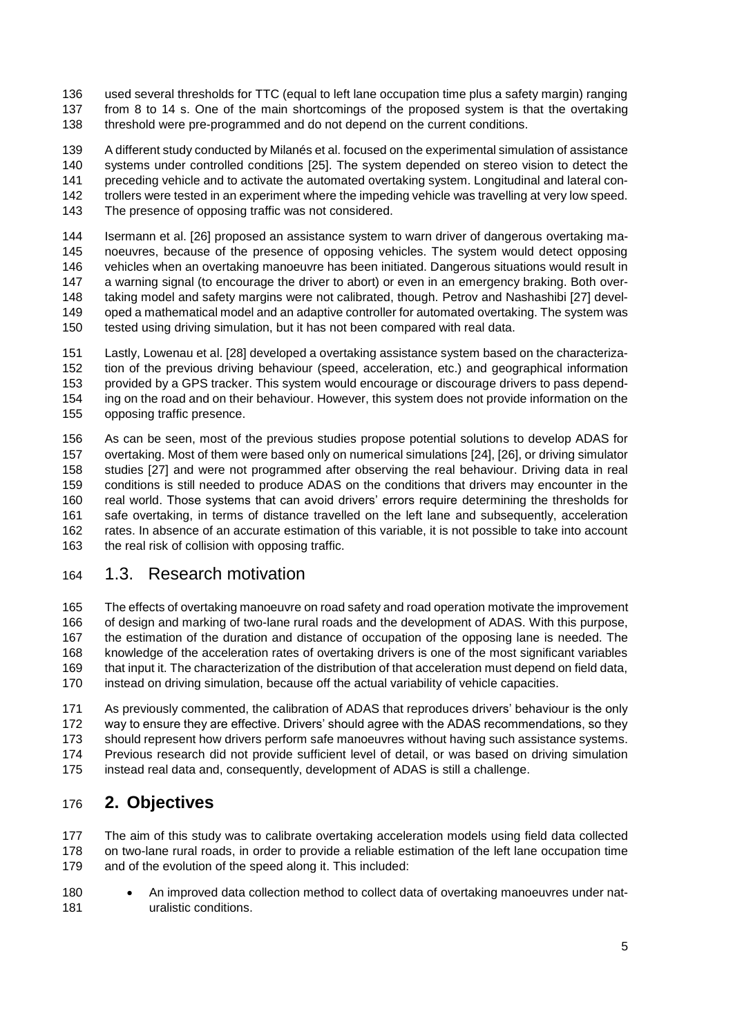used several thresholds for TTC (equal to left lane occupation time plus a safety margin) ranging from 8 to 14 s. One of the main shortcomings of the proposed system is that the overtaking threshold were pre-programmed and do not depend on the current conditions.

A different study conducted by Milanés et al. focused on the experimental simulation of assistance systems under controlled conditions [25]. The system depended on stereo vision to detect the preceding vehicle and to activate the automated overtaking system. Longitudinal and lateral controllers were tested in an experiment where the impeding vehicle was travelling at very low speed. The presence of opposing traffic was not considered.

Isermann et al. [26] proposed an assistance system to warn driver of dangerous overtaking manoeuvres, because of the presence of opposing vehicles. The system would detect opposing vehicles when an overtaking manoeuvre has been initiated. Dangerous situations would result in a warning signal (to encourage the driver to abort) or even in an emergency braking. Both overtaking model and safety margins were not calibrated, though. Petrov and Nashashibi [27] developed a mathematical model and an adaptive controller for automated overtaking. The system was tested using driving simulation, but it has not been compared with real data.

Lastly, Lowenau et al. [28] developed a overtaking assistance system based on the characterization of the previous driving behaviour (speed, acceleration, etc.) and geographical information provided by a GPS tracker. This system would encourage or discourage drivers to pass depending on the road and on their behaviour. However, this system does not provide information on the opposing traffic presence.

As can be seen, most of the previous studies propose potential solutions to develop ADAS for overtaking. Most of them were based only on numerical simulations [24], [26], or driving simulator studies [27] and were not programmed after observing the real behaviour. Driving data in real conditions is still needed to produce ADAS on the conditions that drivers may encounter in the real world. Those systems that can avoid drivers' errors require determining the thresholds for safe overtaking, in terms of distance travelled on the left lane and subsequently, acceleration rates. In absence of an accurate estimation of this variable, it is not possible to take into account the real risk of collision with opposing traffic.

## 1.3. Research motivation

The effects of overtaking manoeuvre on road safety and road operation motivate the improvement of design and marking of two-lane rural roads and the development of ADAS. With this purpose, the estimation of the duration and distance of occupation of the opposing lane is needed. The knowledge of the acceleration rates of overtaking drivers is one of the most significant variables that input it. The characterization of the distribution of that acceleration must depend on field data, instead on driving simulation, because off the actual variability of vehicle capacities.

As previously commented, the calibration of ADAS that reproduces drivers' behaviour is the only way to ensure they are effective. Drivers' should agree with the ADAS recommendations, so they should represent how drivers perform safe manoeuvres without having such assistance systems. Previous research did not provide sufficient level of detail, or was based on driving simulation instead real data and, consequently, development of ADAS is still a challenge.

# 2. Objectives

The aim of this study was to calibrate overtaking acceleration models using field data collected on two-lane rural roads, in order to provide a reliable estimation of the left lane occupation time and of the evolution of the speed along it. This included:

- An improved data collection method to collect data of overtaking manoeuvres under naturalistic conditions.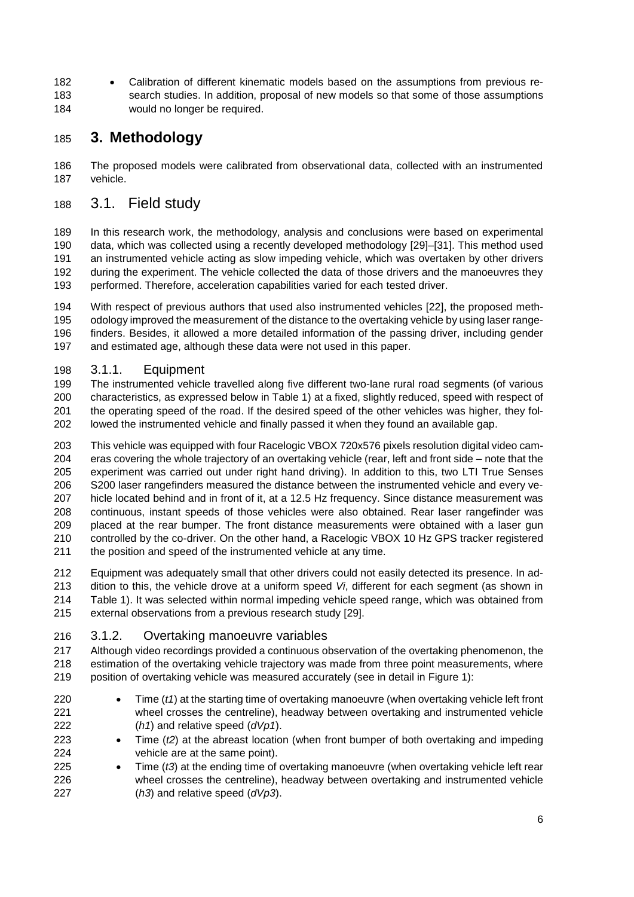- Calibration of different kinematic models based on the assumptions from previous research studies. In addition, proposal of new models so that some of those assumptions would no longer be required.

# 3. Methodology

The proposed models were calibrated from observational data, collected with an instrumented vehicle.

## 3.1. Field study

In this research work, the methodology, analysis and conclusions were based on experimental data, which was collected using a recently developed methodology [29]–[31]. This method used an instrumented vehicle acting as slow impeding vehicle, which was overtaken by other drivers during the experiment. The vehicle collected the data of those drivers and the manoeuvres they performed. Therefore, acceleration capabilities varied for each tested driver.

With respect of previous authors that used also instrumented vehicles [22], the proposed methodology improved the measurement of the distance to the overtaking vehicle by using laser rangefinders. Besides, it allowed a more detailed information of the passing driver, including gender and estimated age, although these data were not used in this paper.

### 3.1.1. Equipment

The instrumented vehicle travelled along five different two-lane rural road segments (of various characteristics, as expressed below in Table 1) at a fixed, slightly reduced, speed with respect of the operating speed of the road. If the desired speed of the other vehicles was higher, they followed the instrumented vehicle and finally passed it when they found an available gap.

This vehicle was equipped with four Racelogic VBOX 720x576 pixels resolution digital video cameras covering the whole trajectory of an overtaking vehicle (rear, left and front side – note that the experiment was carried out under right hand driving). In addition to this, two LTI True Senses S200 laser rangefinders measured the distance between the instrumented vehicle and every vehicle located behind and in front of it, at a 12.5 Hz frequency. Since distance measurement was continuous, instant speeds of those vehicles were also obtained. Rear laser rangefinder was placed at the rear bumper. The front distance measurements were obtained with a laser gun controlled by the co-driver. On the other hand, a Racelogic VBOX 10 Hz GPS tracker registered the position and speed of the instrumented vehicle at any time.

Equipment was adequately small that other drivers could not easily detected its presence. In addition to this, the vehicle drove at a uniform speed *Vi*, different for each segment (as shown in Table 1). It was selected within normal impeding vehicle speed range, which was obtained from external observations from a previous research study [29].

### 3.1.2. Overtaking manoeuvre variables

Although video recordings provided a continuous observation of the overtaking phenomenon, the estimation of the overtaking vehicle trajectory was made from three point measurements, where position of overtaking vehicle was measured accurately (see in detail in Figure 1):

- Time (*t1*) at the starting time of overtaking manoeuvre (when overtaking vehicle left front wheel crosses the centreline), headway between overtaking and instrumented vehicle (*h1*) and relative speed (*dVp1*).
- Time (*t2*) at the abreast location (when front bumper of both overtaking and impeding vehicle are at the same point).
- Time (*t3*) at the ending time of overtaking manoeuvre (when overtaking vehicle left rear wheel crosses the centreline), headway between overtaking and instrumented vehicle (*h3*) and relative speed (*dVp3*).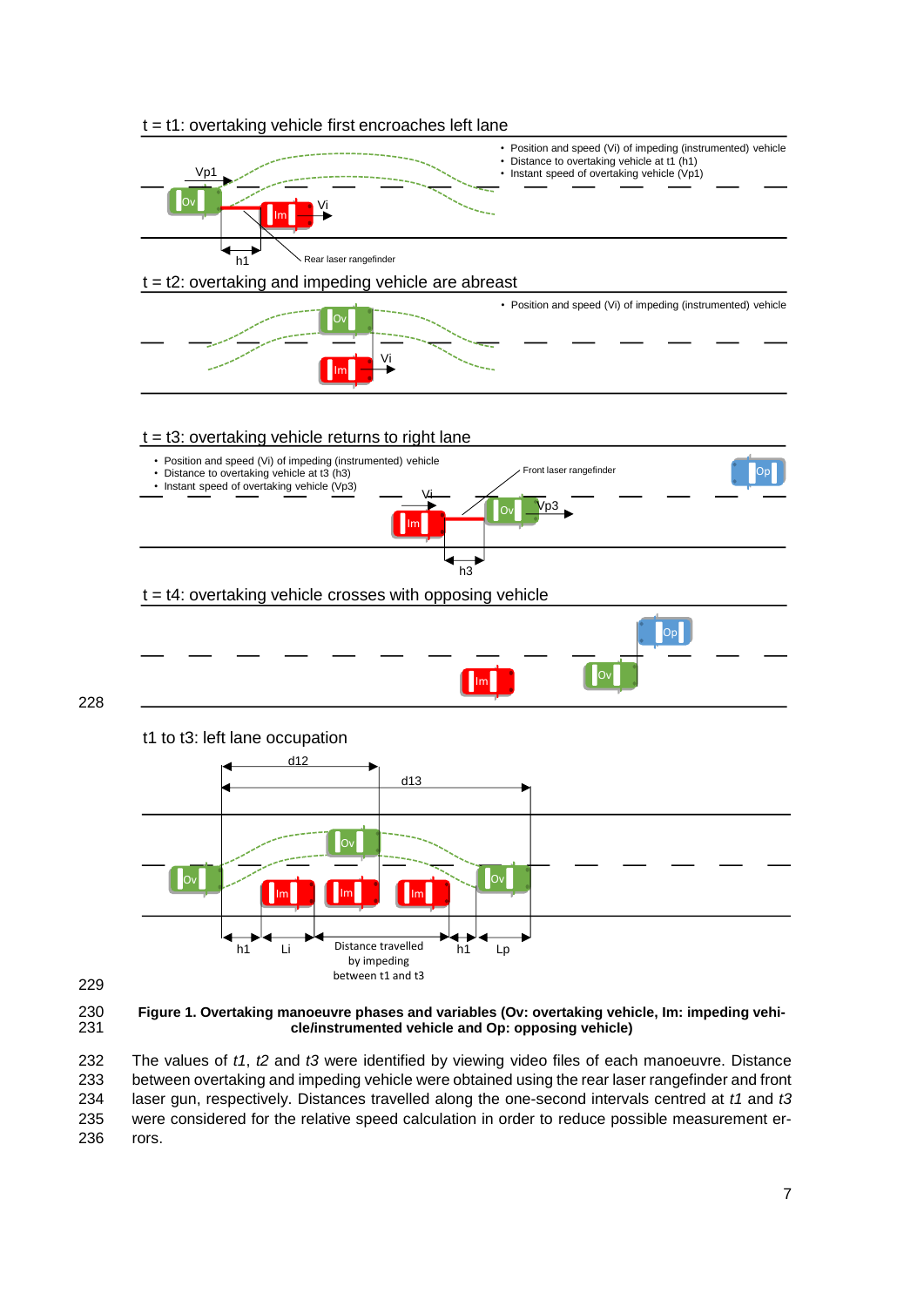**Figure 1. Overtaking manoeuvre phases and variables (Ov: overtaking vehicle, Im: impeding vehicle/instrumented vehicle and Op: opposing vehicle)**

The values of *t1*, *t2* and *t3* were identified by viewing video files of each manoeuvre. Distance between overtaking and impeding vehicle were obtained using the rear laser rangefinder and front laser gun, respectively. Distances travelled along the one-second intervals centred at *t1* and *t3* were considered for the relative speed calculation in order to reduce possible measurement errors.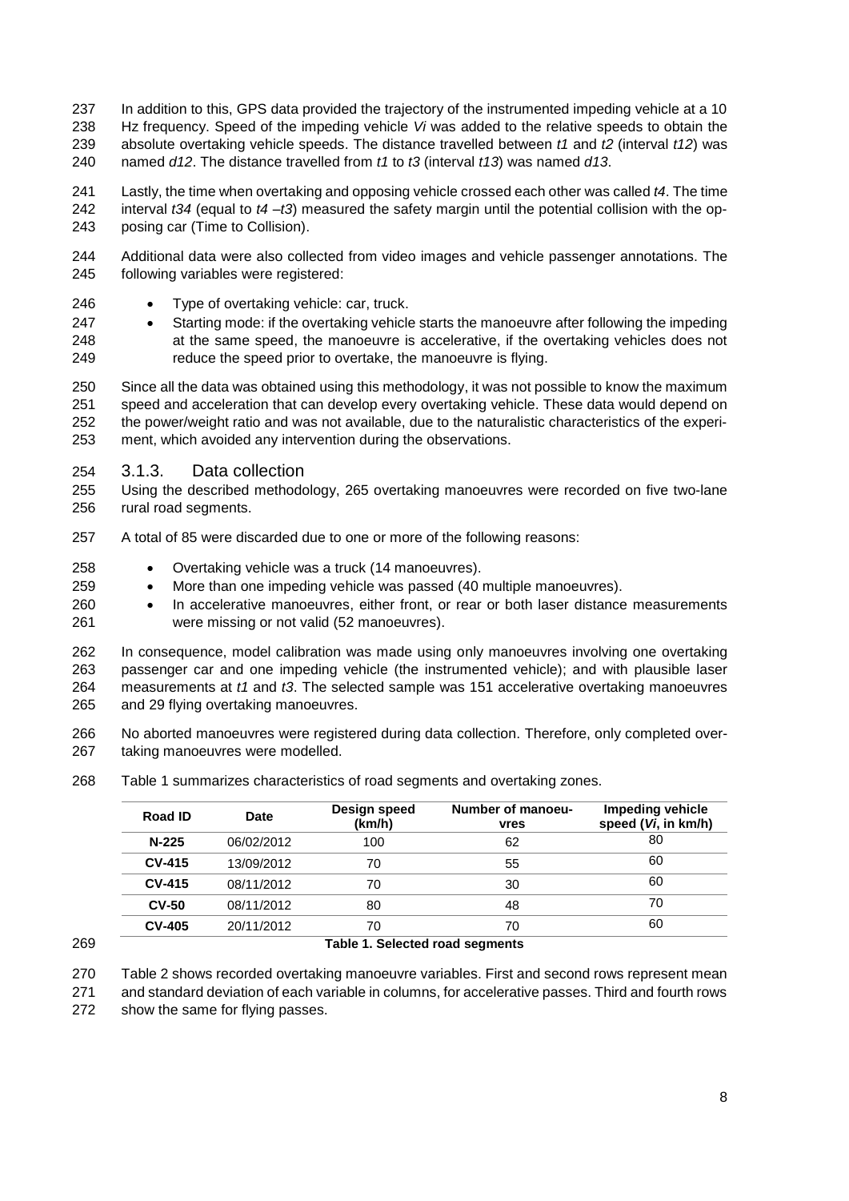In addition to this, GPS data provided the trajectory of the instrumented impeding vehicle at a 10 Hz frequency. Speed of the impeding vehicle *Vi* was added to the relative speeds to obtain the absolute overtaking vehicle speeds. The distance travelled between *t1* and *t2* (interval *t12*) was named *d12*. The distance travelled from *t1* to *t3* (interval *t13*) was named *d13*.

Lastly, the time when overtaking and opposing vehicle crossed each other was called *t4*. The time interval *t34* (equal to *t4* –*t3*) measured the safety margin until the potential collision with the opposing car (Time to Collision).

Additional data were also collected from video images and vehicle passenger annotations. The following variables were registered:

- Type of overtaking vehicle: car, truck.
- Starting mode: if the overtaking vehicle starts the manoeuvre after following the impeding at the same speed, the manoeuvre is accelerative, if the overtaking vehicles does not reduce the speed prior to overtake, the manoeuvre is flying.

Since all the data was obtained using this methodology, it was not possible to know the maximum speed and acceleration that can develop every overtaking vehicle. These data would depend on the power/weight ratio and was not available, due to the naturalistic characteristics of the experiment, which avoided any intervention during the observations.

### 3.1.3. Data collection

Using the described methodology, 265 overtaking manoeuvres were recorded on five two-lane rural road segments.

A total of 85 were discarded due to one or more of the following reasons:

- Overtaking vehicle was a truck (14 manoeuvres).
- More than one impeding vehicle was passed (40 multiple manoeuvres).
- In accelerative manoeuvres, either front, or rear or both laser distance measurements were missing or not valid (52 manoeuvres).

In consequence, model calibration was made using only manoeuvres involving one overtaking passenger car and one impeding vehicle (the instrumented vehicle); and with plausible laser measurements at *t1* and *t3*. The selected sample was 151 accelerative overtaking manoeuvres and 29 flying overtaking manoeuvres.

No aborted manoeuvres were registered during data collection. Therefore, only completed overtaking manoeuvres were modelled.

Table 1 summarizes characteristics of road segments and overtaking zones.

| Road ID | Date | Design speed (km/h) | Number of manoeuvres | Impeding vehicle speed (*Vi*, in km/h) |
|---|---|---|---|---|
| N-225 | 06/02/2012 | 100 | 62 | 80 |
| CV-415 | 13/09/2012 | 70 | 55 | 60 |
| CV-415 | 08/11/2012 | 70 | 30 | 60 |
| CV-50 | 08/11/2012 | 80 | 48 | 70 |
| CV-405 | 20/11/2012 | 70 | 70 | 60 |

**Table 1. Selected road segments**

Table 2 shows recorded overtaking manoeuvre variables. First and second rows represent mean and standard deviation of each variable in columns, for accelerative passes. Third and fourth rows show the same for flying passes.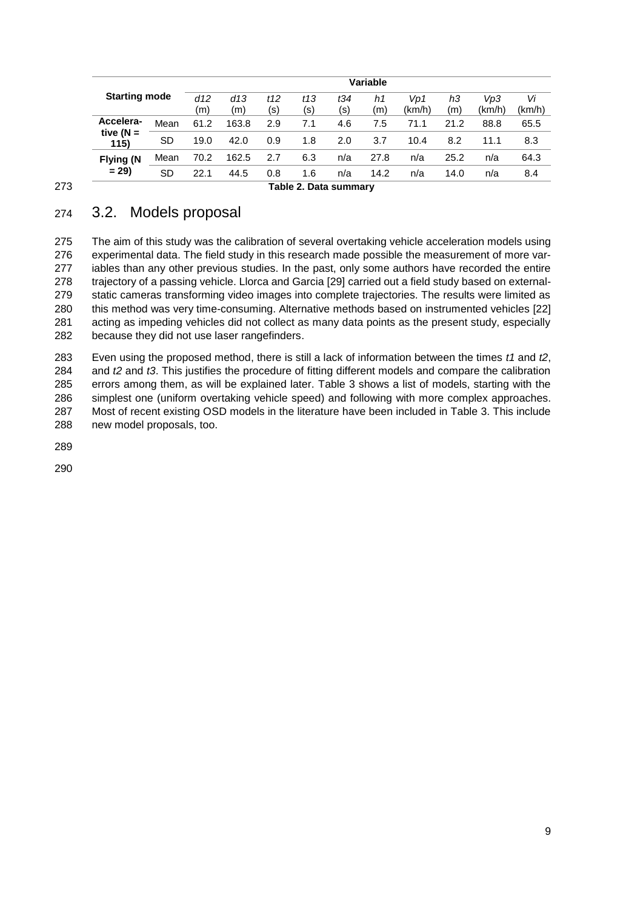| Starting mode | | Variable | | | | | | | | | |
|---|---|---|---|---|---|---|---|---|---|---|---|
| | | *d12* (m) | *d13* (m) | *t12* (s) | *t13* (s) | *t34* (s) | *h1* (m) | *Vp1* (km/h) | *h3* (m) | *Vp3* (km/h) | *Vi* (km/h) |
| **Accelerative (N = 115)** | Mean | 61.2 | 163.8 | 2.9 | 7.1 | 4.6 | 7.5 | 71.1 | 21.2 | 88.8 | 65.5 |
| | SD | 19.0 | 42.0 | 0.9 | 1.8 | 2.0 | 3.7 | 10.4 | 8.2 | 11.1 | 8.3 |
| **Flying (N = 29)** | Mean | 70.2 | 162.5 | 2.7 | 6.3 | n/a | 27.8 | n/a | 25.2 | n/a | 64.3 |
| | SD | 22.1 | 44.5 | 0.8 | 1.6 | n/a | 14.2 | n/a | 14.0 | n/a | 8.4 |

**Table 2. Data summary**

## 3.2. Models proposal

The aim of this study was the calibration of several overtaking vehicle acceleration models using experimental data. The field study in this research made possible the measurement of more variables than any other previous studies. In the past, only some authors have recorded the entire trajectory of a passing vehicle. Llorca and Garcia [29] carried out a field study based on external-static cameras transforming video images into complete trajectories. The results were limited as this method was very time-consuming. Alternative methods based on instrumented vehicles [22] acting as impeding vehicles did not collect as many data points as the present study, especially because they did not use laser rangefinders.

Even using the proposed method, there is still a lack of information between the times *t1* and *t2*, and *t2* and *t3*. This justifies the procedure of fitting different models and compare the calibration errors among them, as will be explained later. Table 3 shows a list of models, starting with the simplest one (uniform overtaking vehicle speed) and following with more complex approaches. Most of recent existing OSD models in the literature have been included in Table 3. This include new model proposals, too.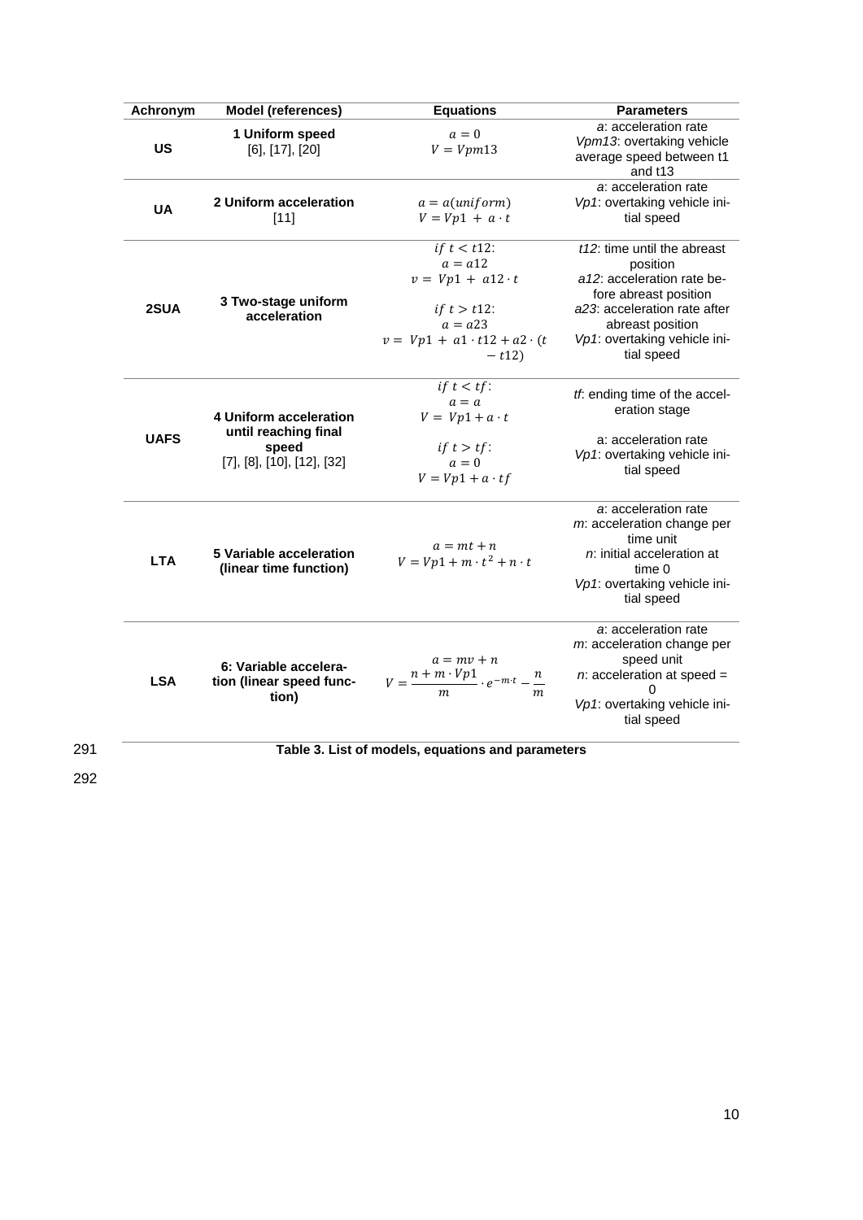| Achronym | Model (references) | Equations | Parameters |
|---|---|---|---|
| **US** | **1 Uniform speed** [6], [17], [20] | $a = 0$ <br> $V = Vpm13$ | *a*: acceleration rate <br> *Vpm13*: overtaking vehicle average speed between t1 and t13 |
| **UA** | **2 Uniform acceleration** [11] | $a = a(uniform)$ <br> $V = Vp1 + a \cdot t$ | *a*: acceleration rate <br> *Vp1*: overtaking vehicle initial speed |
| **2SUA** | **3 Two-stage uniform acceleration** | $if\ t < t12$: <br> $a = a12$ <br> $v = Vp1 + a12 \cdot t$ <br> $if\ t > t12$: <br> $a = a23$ <br> $v = Vp1 + a1 \cdot t12 + a2 \cdot (t - t12)$ | *t12*: time until the abreast position <br> *a12*: acceleration rate before abreast position <br> *a23*: acceleration rate after abreast position <br> *Vp1*: overtaking vehicle initial speed |
| **UAFS** | **4 Uniform acceleration until reaching final speed** [7], [8], [10], [12], [32] | $if\ t < tf$: <br> $a = a$ <br> $V = Vp1 + a \cdot t$ <br> $if\ t > tf$: <br> $a = 0$ <br> $V = Vp1 + a \cdot tf$ | *tf*: ending time of the acceleration stage <br> a: acceleration rate <br> *Vp1*: overtaking vehicle initial speed |
| **LTA** | **5 Variable acceleration (linear time function)** | $a = mt + n$ <br> $V = Vp1 + m \cdot t^2 + n \cdot t$ | *a*: acceleration rate <br> *m*: acceleration change per time unit <br> *n*: initial acceleration at time 0 <br> *Vp1*: overtaking vehicle initial speed |
| **LSA** | **6: Variable acceleration (linear speed function)** | $a = mv + n$ <br> $V = \frac{n + m \cdot Vp1}{m} \cdot e^{-m \cdot t} - \frac{n}{m}$ | *a*: acceleration rate <br> *m*: acceleration change per speed unit <br> *n*: acceleration at speed = 0 <br> *Vp1*: overtaking vehicle initial speed |

**Table 3. List of models, equations and parameters**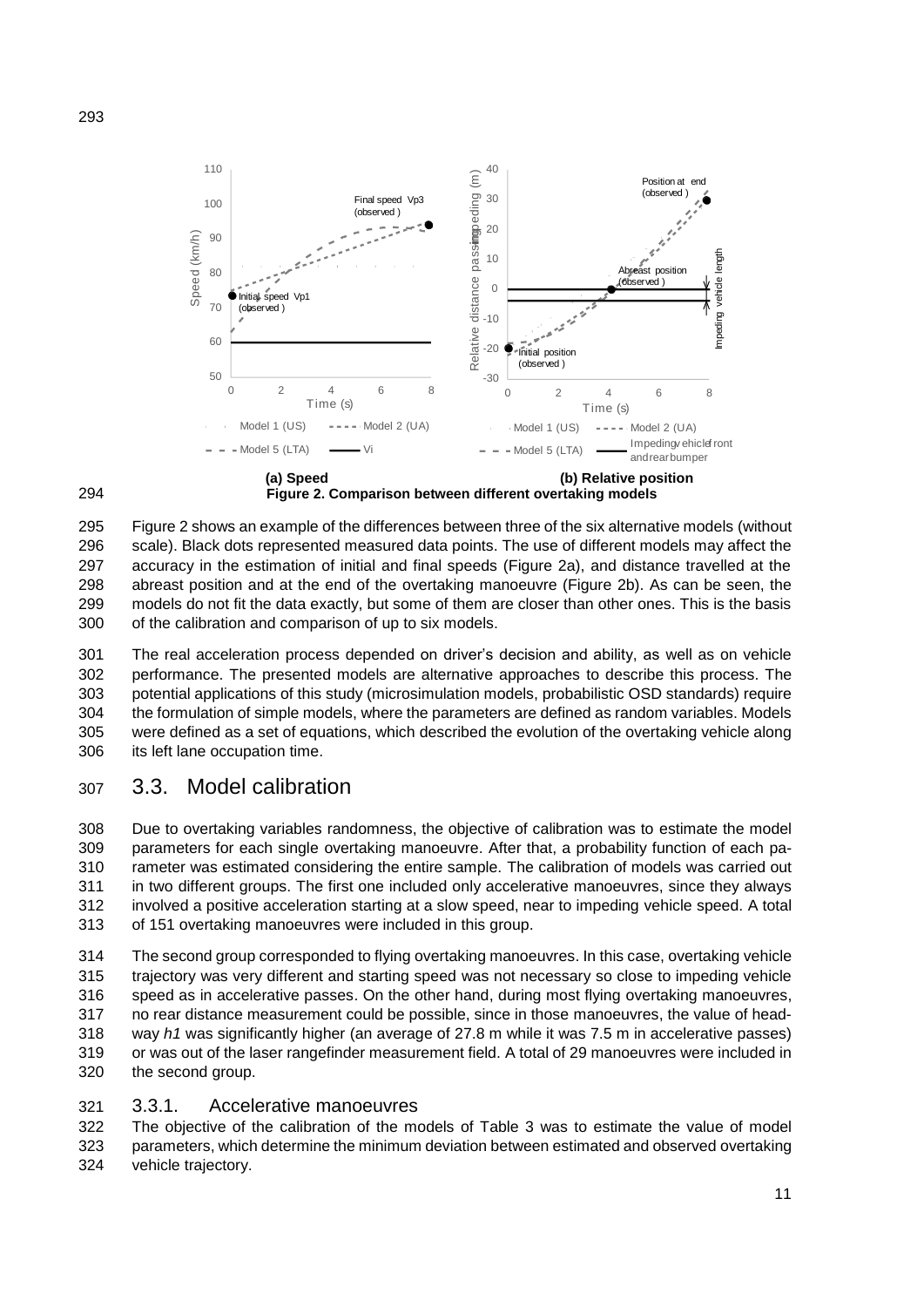**(a) Speed** **(b) Relative position**

**Figure 2. Comparison between different overtaking models**

Figure 2 shows an example of the differences between three of the six alternative models (without scale). Black dots represented measured data points. The use of different models may affect the accuracy in the estimation of initial and final speeds (Figure 2a), and distance travelled at the abreast position and at the end of the overtaking manoeuvre (Figure 2b). As can be seen, the models do not fit the data exactly, but some of them are closer than other ones. This is the basis of the calibration and comparison of up to six models.

The real acceleration process depended on driver's decision and ability, as well as on vehicle performance. The presented models are alternative approaches to describe this process. The potential applications of this study (microsimulation models, probabilistic OSD standards) require the formulation of simple models, where the parameters are defined as random variables. Models were defined as a set of equations, which described the evolution of the overtaking vehicle along its left lane occupation time.

## 3.3. Model calibration

Due to overtaking variables randomness, the objective of calibration was to estimate the model parameters for each single overtaking manoeuvre. After that, a probability function of each parameter was estimated considering the entire sample. The calibration of models was carried out in two different groups. The first one included only accelerative manoeuvres, since they always involved a positive acceleration starting at a slow speed, near to impeding vehicle speed. A total of 151 overtaking manoeuvres were included in this group.

The second group corresponded to flying overtaking manoeuvres. In this case, overtaking vehicle trajectory was very different and starting speed was not necessary so close to impeding vehicle speed as in accelerative passes. On the other hand, during most flying overtaking manoeuvres, no rear distance measurement could be possible, since in those manoeuvres, the value of headway $h1$ was significantly higher (an average of 27.8 m while it was 7.5 m in accelerative passes) or was out of the laser rangefinder measurement field. A total of 29 manoeuvres were included in the second group.

### 3.3.1. Accelerative manoeuvres

The objective of the calibration of the models of Table 3 was to estimate the value of model parameters, which determine the minimum deviation between estimated and observed overtaking vehicle trajectory.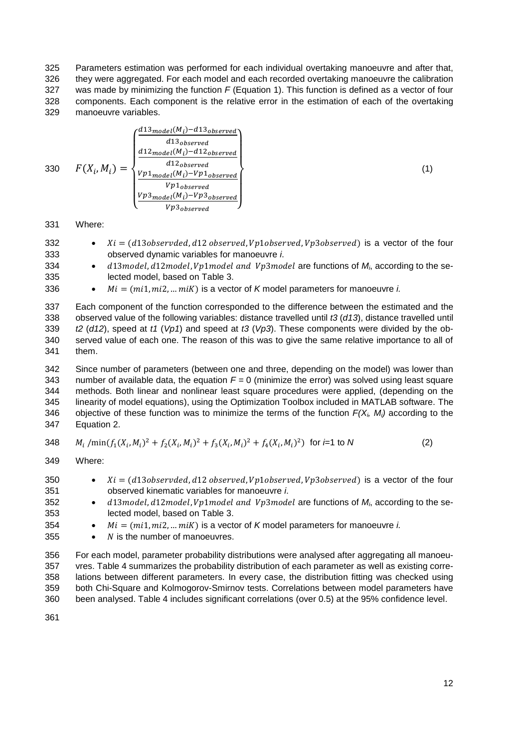Parameters estimation was performed for each individual overtaking manoeuvre and after that, they were aggregated. For each model and each recorded overtaking manoeuvre the calibration was made by minimizing the function *F* (Equation 1). This function is defined as a vector of four components. Each component is the relative error in the estimation of each of the overtaking manoeuvre variables.

$$F(X_i, M_i) = \left\{ \begin{matrix} \frac{d13_{model}(M_i) - d13_{observed}}{d13_{observed}} \\ \frac{d12_{model}(M_i) - d12_{observed}}{d12_{observed}} \\ \frac{Vp1_{model}(M_i) - Vp1_{observed}}{Vp1_{observed}} \\ \frac{Vp3_{model}(M_i) - Vp3_{observed}}{Vp3_{observed}} \end{matrix} \right\} \tag{1}$$

Where:

- $Xi = (d13observded, d12\ observed, Vp1observed, Vp3observed)$ is a vector of the four observed dynamic variables for manoeuvre *i*.
- $d13model, d12model, Vp1model\ and\ Vp3model$ are functions of $M_i$, according to the selected model, based on Table 3.
- $Mi = (mi1, mi2, \dots miK)$ is a vector of *K* model parameters for manoeuvre *i.*

Each component of the function corresponded to the difference between the estimated and the observed value of the following variables: distance travelled until *t3* (*d13*), distance travelled until *t2* (*d12*), speed at *t1* (*Vp1*) and speed at *t3* (*Vp3*). These components were divided by the observed value of each one. The reason of this was to give the same relative importance to all of them.

Since number of parameters (between one and three, depending on the model) was lower than number of available data, the equation *F* = 0 (minimize the error) was solved using least square methods. Both linear and nonlinear least square procedures were applied, (depending on the linearity of model equations), using the Optimization Toolbox included in MATLAB software. The objective of these function was to minimize the terms of the function $F(X_i, M_i)$ according to the Equation 2.

$$M_i\ /\min(f_1(X_i, M_i)^2 + f_2(X_i, M_i)^2 + f_3(X_i, M_i)^2 + f_4(X_i, M_i)^2) \quad \text{for } i\text{=1 to } N \tag{2}$$

Where:

- $Xi = (d13observded, d12\ observed, Vp1observed, Vp3observed)$ is a vector of the four observed kinematic variables for manoeuvre *i*.
- $d13model, d12model, Vp1model\ and\ Vp3model$ are functions of $M_i$, according to the selected model, based on Table 3.
- $Mi = (mi1, mi2, \dots miK)$ is a vector of *K* model parameters for manoeuvre *i.*
- $N$ is the number of manoeuvres.

For each model, parameter probability distributions were analysed after aggregating all manoeuvres. Table 4 summarizes the probability distribution of each parameter as well as existing correlations between different parameters. In every case, the distribution fitting was checked using both Chi-Square and Kolmogorov-Smirnov tests. Correlations between model parameters have been analysed. Table 4 includes significant correlations (over 0.5) at the 95% confidence level.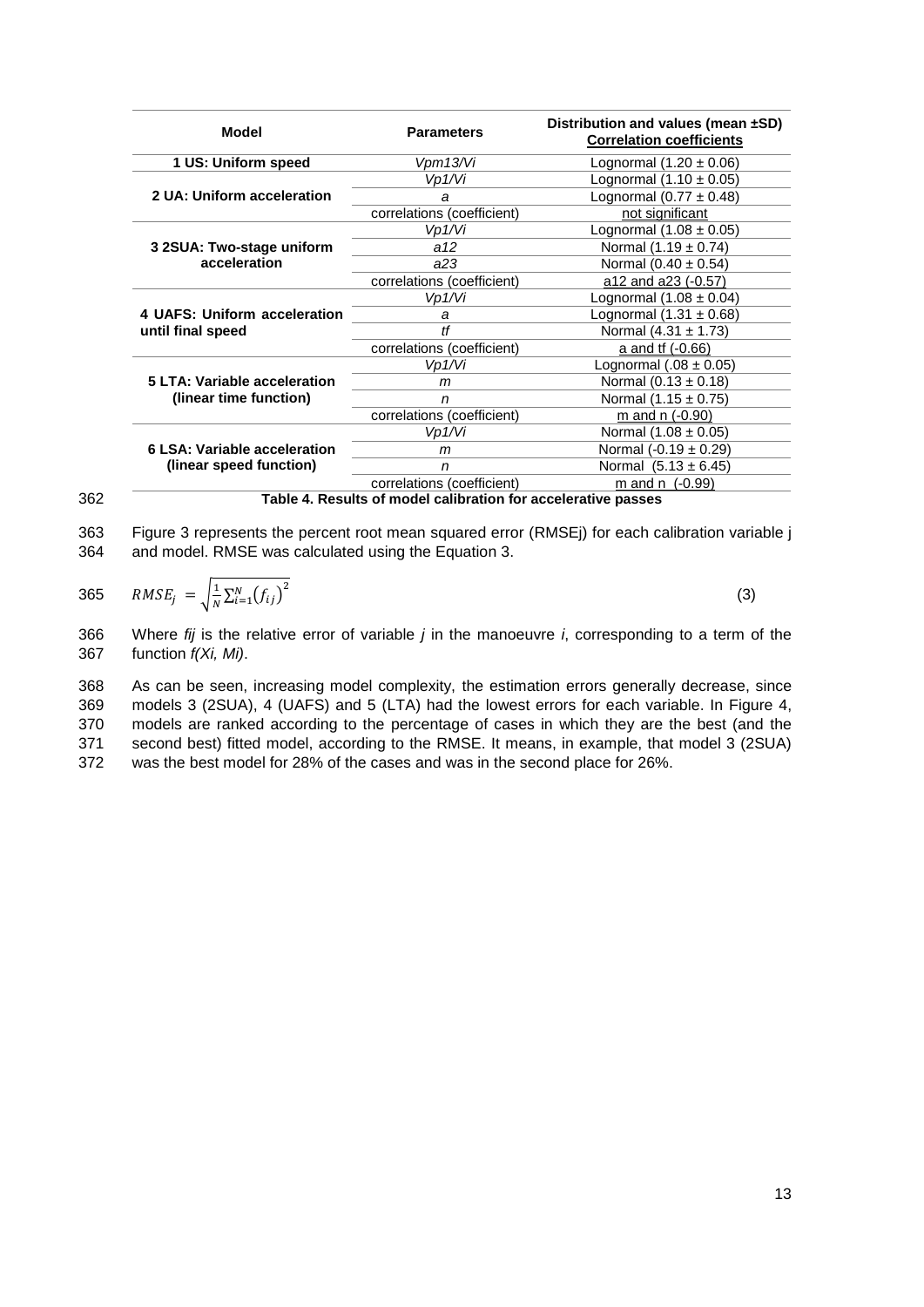| Model | Parameters | Distribution and values (mean ±SD) **Correlation coefficients** |
|---|---|---|
| **1 US: Uniform speed** | *Vpm13/Vi* | Lognormal (1.20 ± 0.06) |
| **2 UA: Uniform acceleration** | *Vp1/Vi* | Lognormal (1.10 ± 0.05) |
| | *a* | Lognormal (0.77 ± 0.48) |
| | correlations (coefficient) | not significant |
| **3 2SUA: Two-stage uniform acceleration** | *Vp1/Vi* | Lognormal (1.08 ± 0.05) |
| | *a12* | Normal (1.19 ± 0.74) |
| | *a23* | Normal (0.40 ± 0.54) |
| | correlations (coefficient) | a12 and a23 (-0.57) |
| **4 UAFS: Uniform acceleration until final speed** | *Vp1/Vi* | Lognormal (1.08 ± 0.04) |
| | *a* | Lognormal (1.31 ± 0.68) |
| | *tf* | Normal (4.31 ± 1.73) |
| | correlations (coefficient) | a and tf (-0.66) |
| **5 LTA: Variable acceleration (linear time function)** | *Vp1/Vi* | Lognormal (.08 ± 0.05) |
| | *m* | Normal (0.13 ± 0.18) |
| | *n* | Normal (1.15 ± 0.75) |
| | correlations (coefficient) | m and n (-0.90) |
| **6 LSA: Variable acceleration (linear speed function)** | *Vp1/Vi* | Normal (1.08 ± 0.05) |
| | *m* | Normal (-0.19 ± 0.29) |
| | *n* | Normal (5.13 ± 6.45) |
| | correlations (coefficient) | m and n (-0.99) |

**Table 4. Results of model calibration for accelerative passes**

Figure 3 represents the percent root mean squared error (RMSEj) for each calibration variable j and model. RMSE was calculated using the Equation 3.

$$RMSE_j = \sqrt{\frac{1}{N}\sum_{i=1}^{N}\left(f_{ij}\right)^2} \tag{3}$$

Where *fij* is the relative error of variable *j* in the manoeuvre *i*, corresponding to a term of the function *f(Xi, Mi)*.

As can be seen, increasing model complexity, the estimation errors generally decrease, since models 3 (2SUA), 4 (UAFS) and 5 (LTA) had the lowest errors for each variable. In Figure 4, models are ranked according to the percentage of cases in which they are the best (and the second best) fitted model, according to the RMSE. It means, in example, that model 3 (2SUA) was the best model for 28% of the cases and was in the second place for 26%.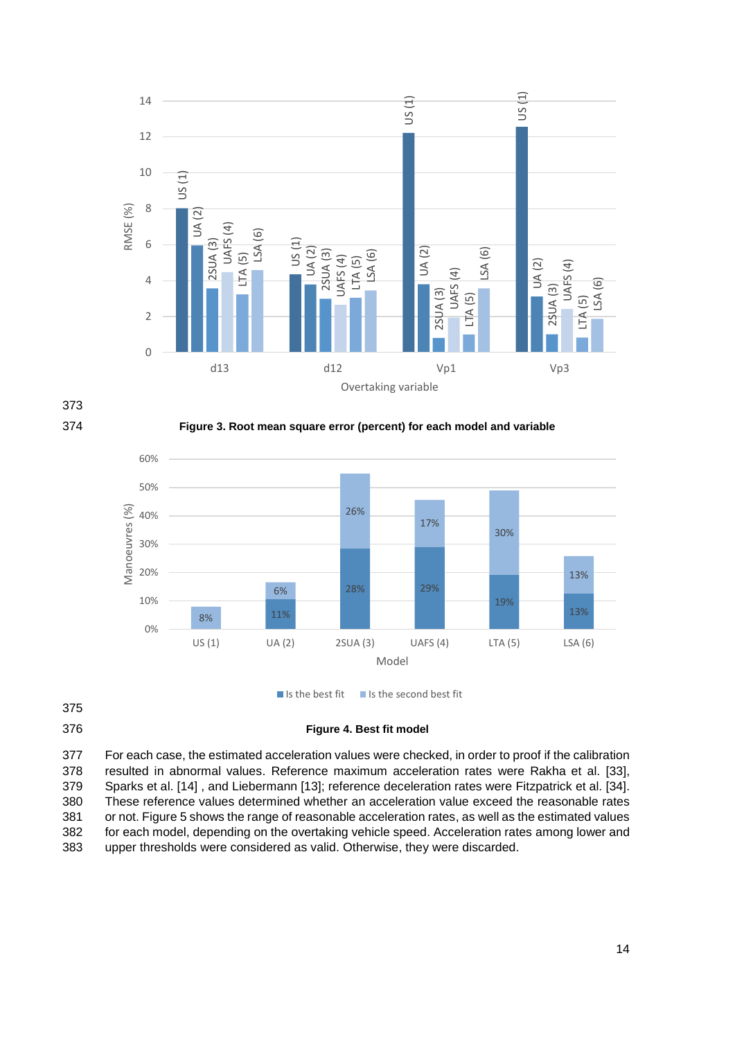Figure 3. Root mean square error (percent) for each model and variable

Figure 4. Best fit model

For each case, the estimated acceleration values were checked, in order to proof if the calibration resulted in abnormal values. Reference maximum acceleration rates were Rakha et al. [33], Sparks et al. [14] , and Liebermann [13]; reference deceleration rates were Fitzpatrick et al. [34]. These reference values determined whether an acceleration value exceed the reasonable rates or not. Figure 5 shows the range of reasonable acceleration rates, as well as the estimated values for each model, depending on the overtaking vehicle speed. Acceleration rates among lower and upper thresholds were considered as valid. Otherwise, they were discarded.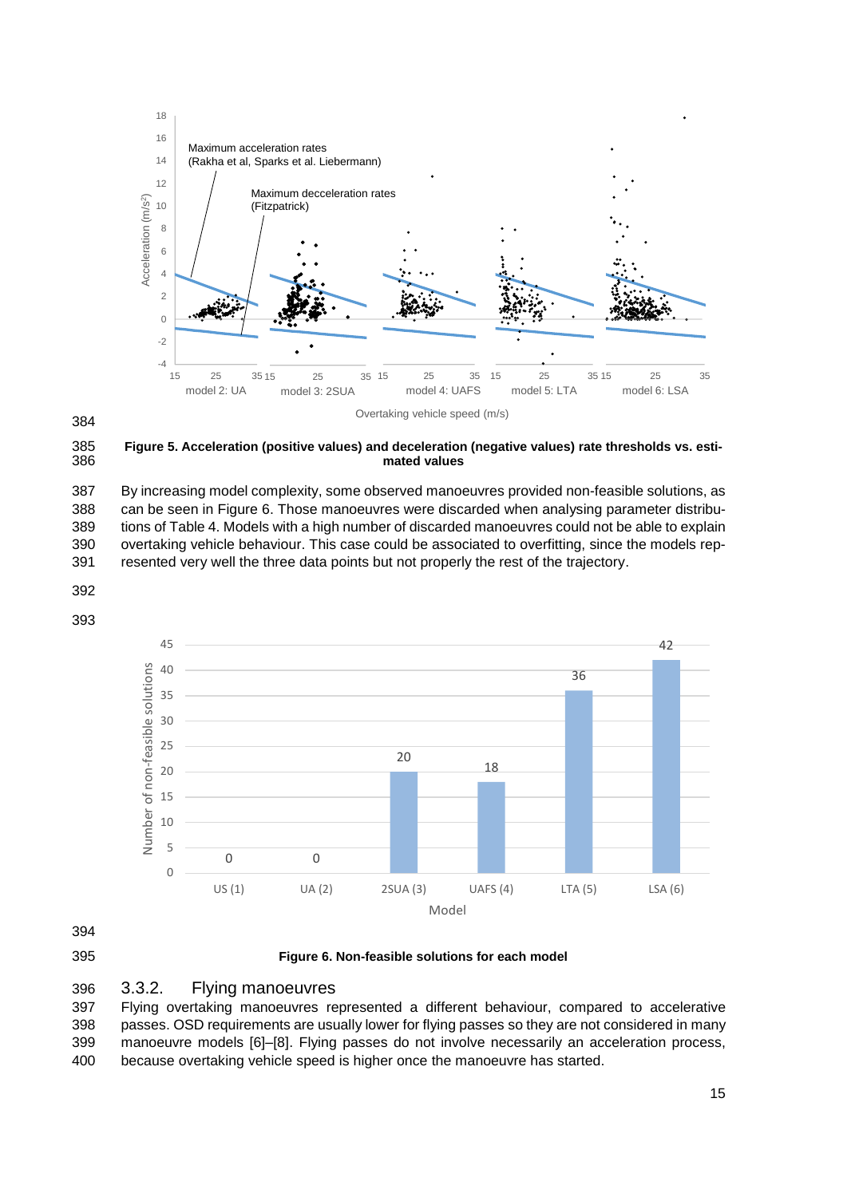**Figure 5. Acceleration (positive values) and deceleration (negative values) rate thresholds vs. estimated values**

By increasing model complexity, some observed manoeuvres provided non-feasible solutions, as can be seen in Figure 6. Those manoeuvres were discarded when analysing parameter distributions of Table 4. Models with a high number of discarded manoeuvres could not be able to explain overtaking vehicle behaviour. This case could be associated to overfitting, since the models represented very well the three data points but not properly the rest of the trajectory.

**Figure 6. Non-feasible solutions for each model**

### 3.3.2. Flying manoeuvres

Flying overtaking manoeuvres represented a different behaviour, compared to accelerative passes. OSD requirements are usually lower for flying passes so they are not considered in many manoeuvre models [6]–[8]. Flying passes do not involve necessarily an acceleration process, because overtaking vehicle speed is higher once the manoeuvre has started.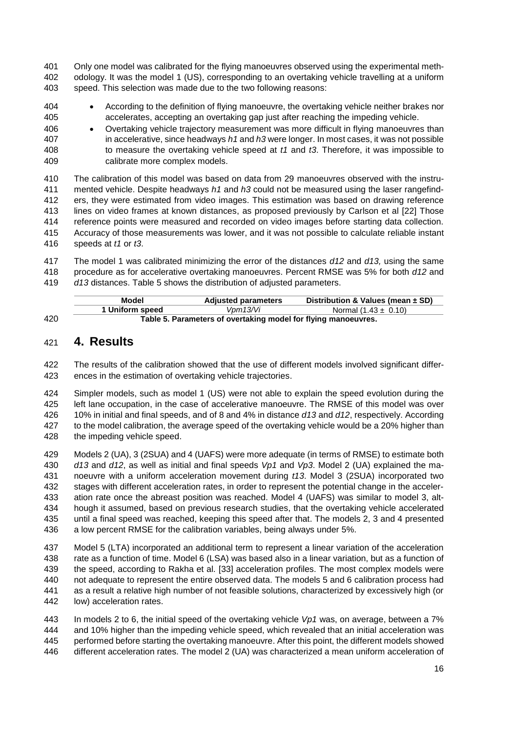Only one model was calibrated for the flying manoeuvres observed using the experimental methodology. It was the model 1 (US), corresponding to an overtaking vehicle travelling at a uniform speed. This selection was made due to the two following reasons:

- According to the definition of flying manoeuvre, the overtaking vehicle neither brakes nor accelerates, accepting an overtaking gap just after reaching the impeding vehicle.
- Overtaking vehicle trajectory measurement was more difficult in flying manoeuvres than in accelerative, since headways $h1$ and $h3$ were longer. In most cases, it was not possible to measure the overtaking vehicle speed at $t1$ and $t3$. Therefore, it was impossible to calibrate more complex models.

The calibration of this model was based on data from 29 manoeuvres observed with the instrumented vehicle. Despite headways $h1$ and $h3$ could not be measured using the laser rangefinders, they were estimated from video images. This estimation was based on drawing reference lines on video frames at known distances, as proposed previously by Carlson et al [22] Those reference points were measured and recorded on video images before starting data collection. Accuracy of those measurements was lower, and it was not possible to calculate reliable instant speeds at $t1$ or $t3$.

The model 1 was calibrated minimizing the error of the distances $d12$ and $d13$, using the same procedure as for accelerative overtaking manoeuvres. Percent RMSE was 5% for both $d12$ and $d13$ distances. Table 5 shows the distribution of adjusted parameters.

| Model | Adjusted parameters | Distribution & Values (mean ± SD) |
|---|---|---|
| 1 Uniform speed | $Vpm13/Vi$ | Normal (1.43 ± 0.10) |

**Table 5. Parameters of overtaking model for flying manoeuvres.**

# 4. Results

The results of the calibration showed that the use of different models involved significant differences in the estimation of overtaking vehicle trajectories.

Simpler models, such as model 1 (US) were not able to explain the speed evolution during the left lane occupation, in the case of accelerative manoeuvre. The RMSE of this model was over 10% in initial and final speeds, and of 8 and 4% in distance $d13$ and $d12$, respectively. According to the model calibration, the average speed of the overtaking vehicle would be a 20% higher than the impeding vehicle speed.

Models 2 (UA), 3 (2SUA) and 4 (UAFS) were more adequate (in terms of RMSE) to estimate both $d13$ and $d12$, as well as initial and final speeds $Vp1$ and $Vp3$. Model 2 (UA) explained the manoeuvre with a uniform acceleration movement during $t13$. Model 3 (2SUA) incorporated two stages with different acceleration rates, in order to represent the potential change in the acceleration rate once the abreast position was reached. Model 4 (UAFS) was similar to model 3, although it assumed, based on previous research studies, that the overtaking vehicle accelerated until a final speed was reached, keeping this speed after that. The models 2, 3 and 4 presented a low percent RMSE for the calibration variables, being always under 5%.

Model 5 (LTA) incorporated an additional term to represent a linear variation of the acceleration rate as a function of time. Model 6 (LSA) was based also in a linear variation, but as a function of the speed, according to Rakha et al. [33] acceleration profiles. The most complex models were not adequate to represent the entire observed data. The models 5 and 6 calibration process had as a result a relative high number of not feasible solutions, characterized by excessively high (or low) acceleration rates.

In models 2 to 6, the initial speed of the overtaking vehicle $Vp1$ was, on average, between a 7% and 10% higher than the impeding vehicle speed, which revealed that an initial acceleration was performed before starting the overtaking manoeuvre. After this point, the different models showed different acceleration rates. The model 2 (UA) was characterized a mean uniform acceleration of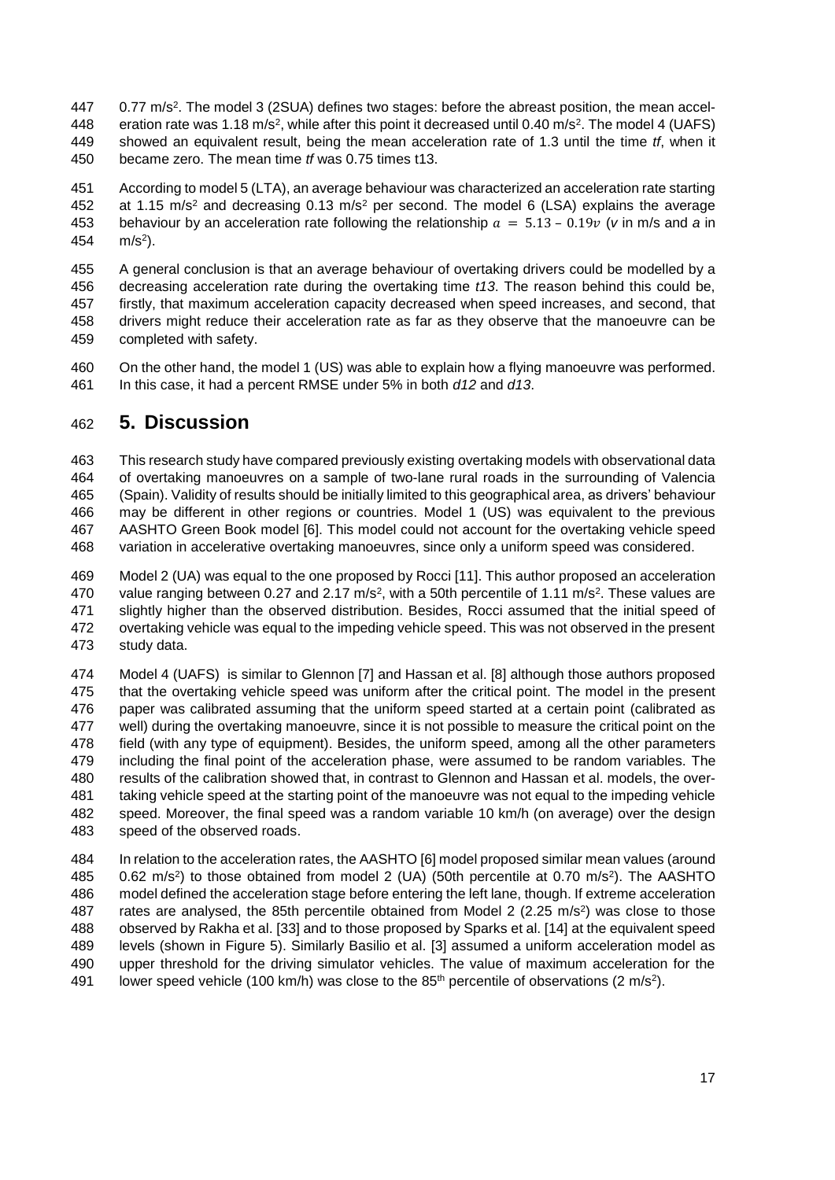0.77 m/s$^2$. The model 3 (2SUA) defines two stages: before the abreast position, the mean acceleration rate was 1.18 m/s$^2$, while after this point it decreased until 0.40 m/s$^2$. The model 4 (UAFS) showed an equivalent result, being the mean acceleration rate of 1.3 until the time *tf*, when it became zero. The mean time *tf* was 0.75 times t13.

According to model 5 (LTA), an average behaviour was characterized an acceleration rate starting at 1.15 m/s$^2$ and decreasing 0.13 m/s$^2$ per second. The model 6 (LSA) explains the average behaviour by an acceleration rate following the relationship $a = 5.13 - 0.19v$ ($v$ in m/s and $a$ in m/s$^2$).

A general conclusion is that an average behaviour of overtaking drivers could be modelled by a decreasing acceleration rate during the overtaking time *t13*. The reason behind this could be, firstly, that maximum acceleration capacity decreased when speed increases, and second, that drivers might reduce their acceleration rate as far as they observe that the manoeuvre can be completed with safety.

On the other hand, the model 1 (US) was able to explain how a flying manoeuvre was performed. In this case, it had a percent RMSE under 5% in both *d12* and *d13*.

# 5. Discussion

This research study have compared previously existing overtaking models with observational data of overtaking manoeuvres on a sample of two-lane rural roads in the surrounding of Valencia (Spain). Validity of results should be initially limited to this geographical area, as drivers' behaviour may be different in other regions or countries. Model 1 (US) was equivalent to the previous AASHTO Green Book model [6]. This model could not account for the overtaking vehicle speed variation in accelerative overtaking manoeuvres, since only a uniform speed was considered.

Model 2 (UA) was equal to the one proposed by Rocci [11]. This author proposed an acceleration value ranging between 0.27 and 2.17 m/s$^2$, with a 50th percentile of 1.11 m/s$^2$. These values are slightly higher than the observed distribution. Besides, Rocci assumed that the initial speed of overtaking vehicle was equal to the impeding vehicle speed. This was not observed in the present study data.

Model 4 (UAFS) is similar to Glennon [7] and Hassan et al. [8] although those authors proposed that the overtaking vehicle speed was uniform after the critical point. The model in the present paper was calibrated assuming that the uniform speed started at a certain point (calibrated as well) during the overtaking manoeuvre, since it is not possible to measure the critical point on the field (with any type of equipment). Besides, the uniform speed, among all the other parameters including the final point of the acceleration phase, were assumed to be random variables. The results of the calibration showed that, in contrast to Glennon and Hassan et al. models, the overtaking vehicle speed at the starting point of the manoeuvre was not equal to the impeding vehicle speed. Moreover, the final speed was a random variable 10 km/h (on average) over the design speed of the observed roads.

In relation to the acceleration rates, the AASHTO [6] model proposed similar mean values (around 0.62 m/s$^2$) to those obtained from model 2 (UA) (50th percentile at 0.70 m/s$^2$). The AASHTO model defined the acceleration stage before entering the left lane, though. If extreme acceleration rates are analysed, the 85th percentile obtained from Model 2 (2.25 m/s$^2$) was close to those observed by Rakha et al. [33] and to those proposed by Sparks et al. [14] at the equivalent speed levels (shown in Figure 5). Similarly Basilio et al. [3] assumed a uniform acceleration model as upper threshold for the driving simulator vehicles. The value of maximum acceleration for the lower speed vehicle (100 km/h) was close to the 85$^{th}$ percentile of observations (2 m/s$^2$).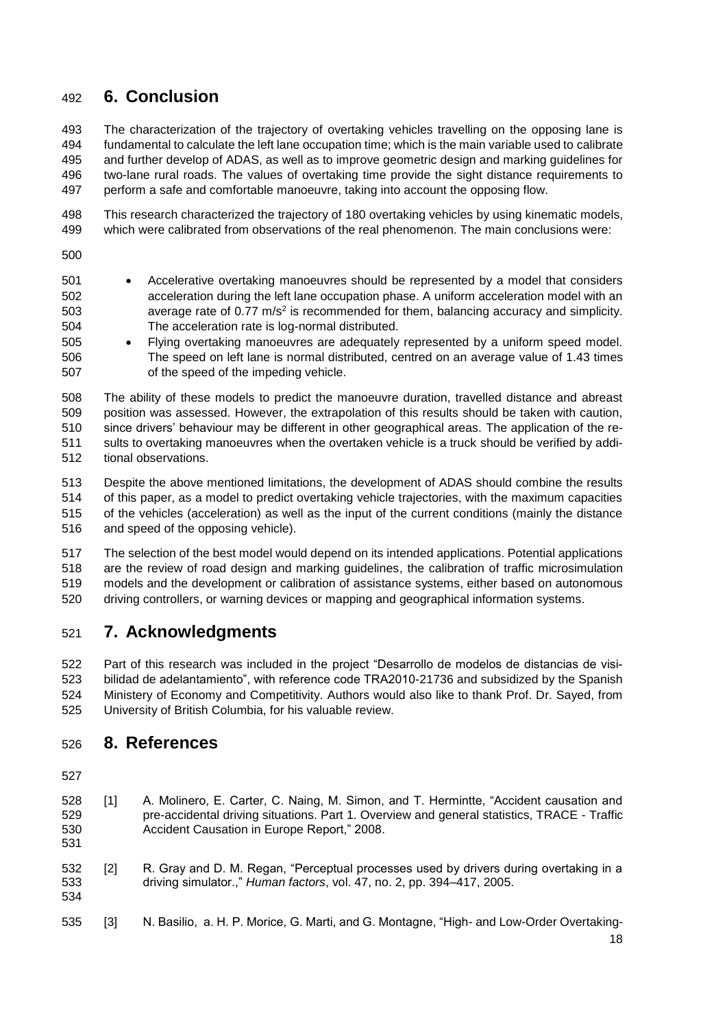# 6. Conclusion

The characterization of the trajectory of overtaking vehicles travelling on the opposing lane is fundamental to calculate the left lane occupation time; which is the main variable used to calibrate and further develop of ADAS, as well as to improve geometric design and marking guidelines for two-lane rural roads. The values of overtaking time provide the sight distance requirements to perform a safe and comfortable manoeuvre, taking into account the opposing flow.

This research characterized the trajectory of 180 overtaking vehicles by using kinematic models, which were calibrated from observations of the real phenomenon. The main conclusions were:

- Accelerative overtaking manoeuvres should be represented by a model that considers acceleration during the left lane occupation phase. A uniform acceleration model with an average rate of 0.77 $m/s^2$ is recommended for them, balancing accuracy and simplicity. The acceleration rate is log-normal distributed.
- Flying overtaking manoeuvres are adequately represented by a uniform speed model. The speed on left lane is normal distributed, centred on an average value of 1.43 times of the speed of the impeding vehicle.

The ability of these models to predict the manoeuvre duration, travelled distance and abreast position was assessed. However, the extrapolation of this results should be taken with caution, since drivers' behaviour may be different in other geographical areas. The application of the results to overtaking manoeuvres when the overtaken vehicle is a truck should be verified by additional observations.

Despite the above mentioned limitations, the development of ADAS should combine the results of this paper, as a model to predict overtaking vehicle trajectories, with the maximum capacities of the vehicles (acceleration) as well as the input of the current conditions (mainly the distance and speed of the opposing vehicle).

The selection of the best model would depend on its intended applications. Potential applications are the review of road design and marking guidelines, the calibration of traffic microsimulation models and the development or calibration of assistance systems, either based on autonomous driving controllers, or warning devices or mapping and geographical information systems.

# 7. Acknowledgments

Part of this research was included in the project "Desarrollo de modelos de distancias de visibilidad de adelantamiento", with reference code TRA2010-21736 and subsidized by the Spanish Ministery of Economy and Competitivity. Authors would also like to thank Prof. Dr. Sayed, from University of British Columbia, for his valuable review.

# 8. References

[1] A. Molinero, E. Carter, C. Naing, M. Simon, and T. Hermintte, "Accident causation and pre-accidental driving situations. Part 1. Overview and general statistics, TRACE - Traffic Accident Causation in Europe Report," 2008.

[2] R. Gray and D. M. Regan, "Perceptual processes used by drivers during overtaking in a driving simulator.," *Human factors*, vol. 47, no. 2, pp. 394–417, 2005.

[3] N. Basilio, a. H. P. Morice, G. Marti, and G. Montagne, "High- and Low-Order Overtaking-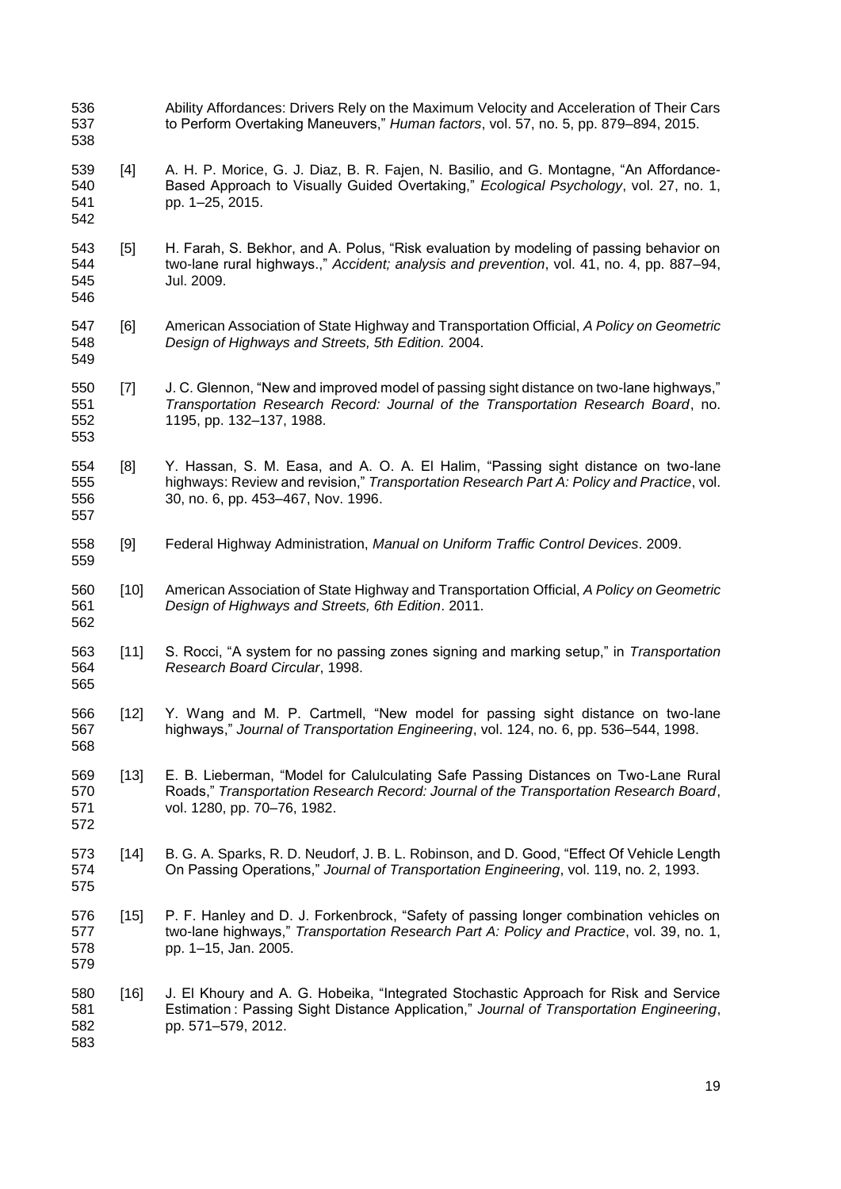Ability Affordances: Drivers Rely on the Maximum Velocity and Acceleration of Their Cars to Perform Overtaking Maneuvers," *Human factors*, vol. 57, no. 5, pp. 879–894, 2015.

[4] A. H. P. Morice, G. J. Diaz, B. R. Fajen, N. Basilio, and G. Montagne, "An Affordance-Based Approach to Visually Guided Overtaking," *Ecological Psychology*, vol. 27, no. 1, pp. 1–25, 2015.

[5] H. Farah, S. Bekhor, and A. Polus, "Risk evaluation by modeling of passing behavior on two-lane rural highways.," *Accident; analysis and prevention*, vol. 41, no. 4, pp. 887–94, Jul. 2009.

[6] American Association of State Highway and Transportation Official, *A Policy on Geometric Design of Highways and Streets, 5th Edition.* 2004.

[7] J. C. Glennon, "New and improved model of passing sight distance on two-lane highways," *Transportation Research Record: Journal of the Transportation Research Board*, no. 1195, pp. 132–137, 1988.

[8] Y. Hassan, S. M. Easa, and A. O. A. El Halim, "Passing sight distance on two-lane highways: Review and revision," *Transportation Research Part A: Policy and Practice*, vol. 30, no. 6, pp. 453–467, Nov. 1996.

[9] Federal Highway Administration, *Manual on Uniform Traffic Control Devices*. 2009.

[10] American Association of State Highway and Transportation Official, *A Policy on Geometric Design of Highways and Streets, 6th Edition*. 2011.

[11] S. Rocci, "A system for no passing zones signing and marking setup," in *Transportation Research Board Circular*, 1998.

[12] Y. Wang and M. P. Cartmell, "New model for passing sight distance on two-lane highways," *Journal of Transportation Engineering*, vol. 124, no. 6, pp. 536–544, 1998.

[13] E. B. Lieberman, "Model for Calulculating Safe Passing Distances on Two-Lane Rural Roads," *Transportation Research Record: Journal of the Transportation Research Board*, vol. 1280, pp. 70–76, 1982.

[14] B. G. A. Sparks, R. D. Neudorf, J. B. L. Robinson, and D. Good, "Effect Of Vehicle Length On Passing Operations," *Journal of Transportation Engineering*, vol. 119, no. 2, 1993.

[15] P. F. Hanley and D. J. Forkenbrock, "Safety of passing longer combination vehicles on two-lane highways," *Transportation Research Part A: Policy and Practice*, vol. 39, no. 1, pp. 1–15, Jan. 2005.

[16] J. El Khoury and A. G. Hobeika, "Integrated Stochastic Approach for Risk and Service Estimation : Passing Sight Distance Application," *Journal of Transportation Engineering*, pp. 571–579, 2012.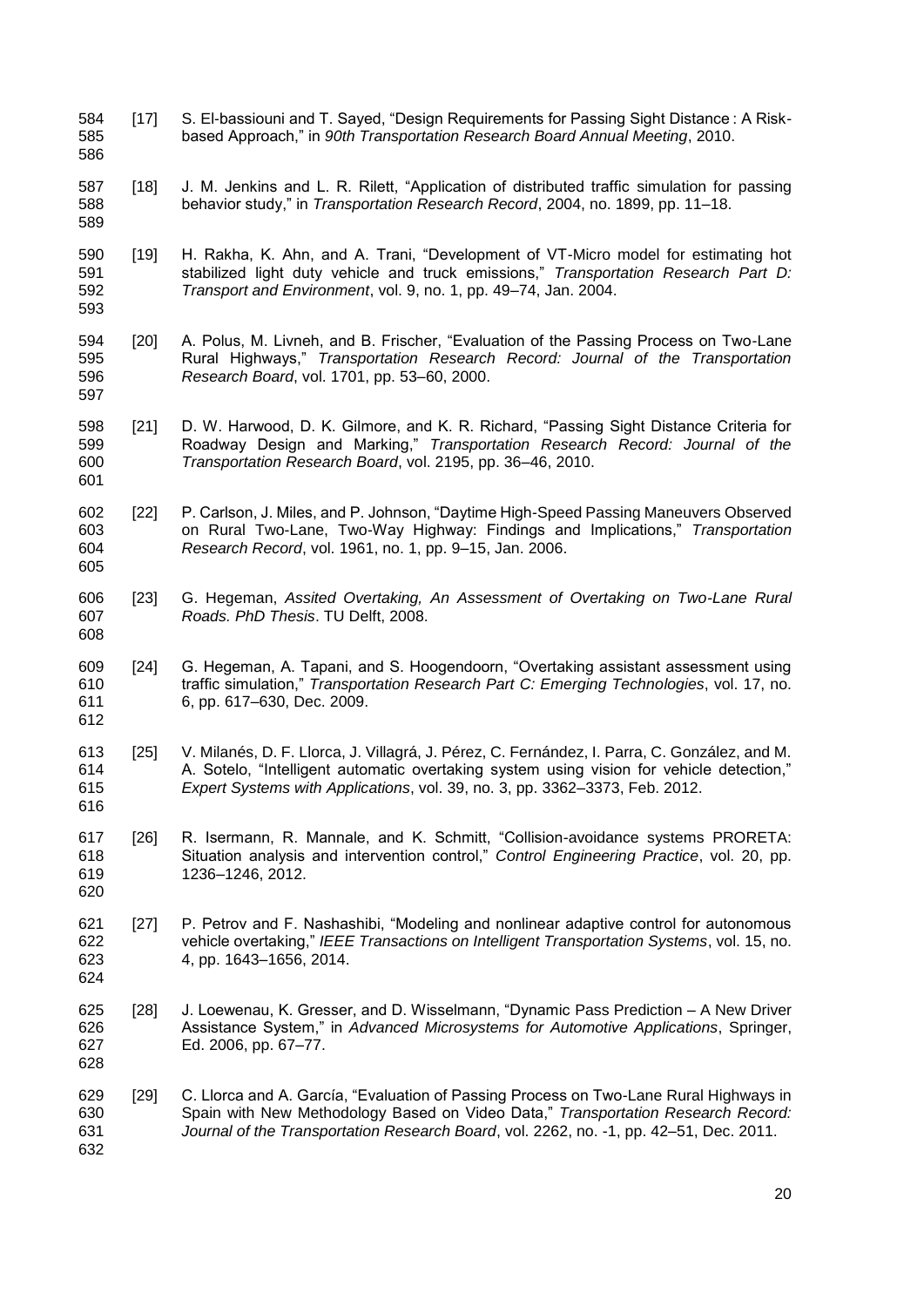[17] S. El-bassiouni and T. Sayed, "Design Requirements for Passing Sight Distance : A Risk-based Approach," in *90th Transportation Research Board Annual Meeting*, 2010.

[18] J. M. Jenkins and L. R. Rilett, "Application of distributed traffic simulation for passing behavior study," in *Transportation Research Record*, 2004, no. 1899, pp. 11–18.

[19] H. Rakha, K. Ahn, and A. Trani, "Development of VT-Micro model for estimating hot stabilized light duty vehicle and truck emissions," *Transportation Research Part D: Transport and Environment*, vol. 9, no. 1, pp. 49–74, Jan. 2004.

[20] A. Polus, M. Livneh, and B. Frischer, "Evaluation of the Passing Process on Two-Lane Rural Highways," *Transportation Research Record: Journal of the Transportation Research Board*, vol. 1701, pp. 53–60, 2000.

[21] D. W. Harwood, D. K. Gilmore, and K. R. Richard, "Passing Sight Distance Criteria for Roadway Design and Marking," *Transportation Research Record: Journal of the Transportation Research Board*, vol. 2195, pp. 36–46, 2010.

[22] P. Carlson, J. Miles, and P. Johnson, "Daytime High-Speed Passing Maneuvers Observed on Rural Two-Lane, Two-Way Highway: Findings and Implications," *Transportation Research Record*, vol. 1961, no. 1, pp. 9–15, Jan. 2006.

[23] G. Hegeman, *Assited Overtaking, An Assessment of Overtaking on Two-Lane Rural Roads. PhD Thesis*. TU Delft, 2008.

[24] G. Hegeman, A. Tapani, and S. Hoogendoorn, "Overtaking assistant assessment using traffic simulation," *Transportation Research Part C: Emerging Technologies*, vol. 17, no. 6, pp. 617–630, Dec. 2009.

[25] V. Milanés, D. F. Llorca, J. Villagrá, J. Pérez, C. Fernández, I. Parra, C. González, and M. A. Sotelo, "Intelligent automatic overtaking system using vision for vehicle detection," *Expert Systems with Applications*, vol. 39, no. 3, pp. 3362–3373, Feb. 2012.

[26] R. Isermann, R. Mannale, and K. Schmitt, "Collision-avoidance systems PRORETA: Situation analysis and intervention control," *Control Engineering Practice*, vol. 20, pp. 1236–1246, 2012.

[27] P. Petrov and F. Nashashibi, "Modeling and nonlinear adaptive control for autonomous vehicle overtaking," *IEEE Transactions on Intelligent Transportation Systems*, vol. 15, no. 4, pp. 1643–1656, 2014.

[28] J. Loewenau, K. Gresser, and D. Wisselmann, "Dynamic Pass Prediction – A New Driver Assistance System," in *Advanced Microsystems for Automotive Applications*, Springer, Ed. 2006, pp. 67–77.

[29] C. Llorca and A. García, "Evaluation of Passing Process on Two-Lane Rural Highways in Spain with New Methodology Based on Video Data," *Transportation Research Record: Journal of the Transportation Research Board*, vol. 2262, no. -1, pp. 42–51, Dec. 2011.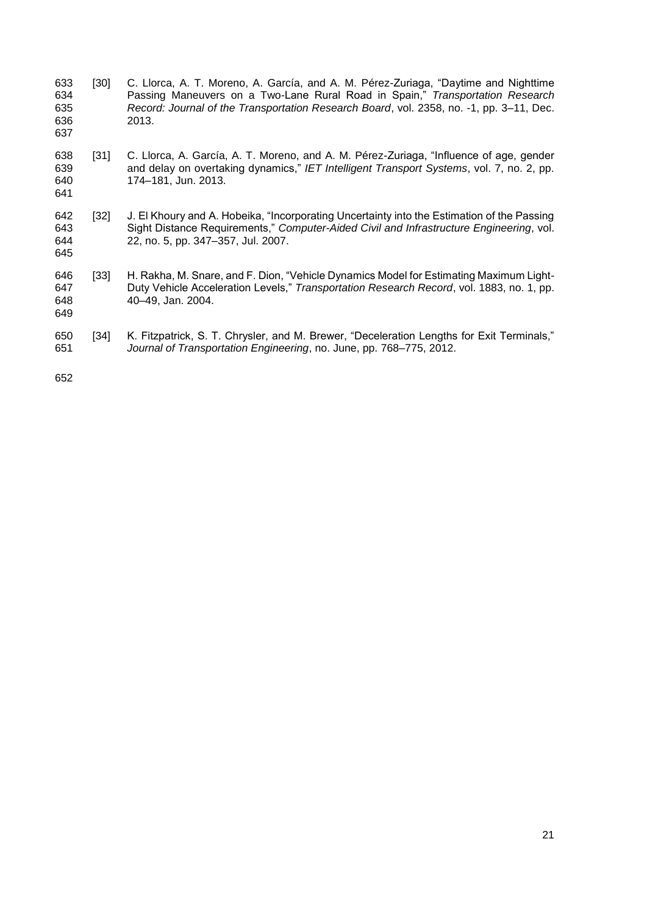[30] C. Llorca, A. T. Moreno, A. García, and A. M. Pérez-Zuriaga, "Daytime and Nighttime Passing Maneuvers on a Two-Lane Rural Road in Spain," *Transportation Research Record: Journal of the Transportation Research Board*, vol. 2358, no. -1, pp. 3–11, Dec. 2013.

[31] C. Llorca, A. García, A. T. Moreno, and A. M. Pérez-Zuriaga, "Influence of age, gender and delay on overtaking dynamics," *IET Intelligent Transport Systems*, vol. 7, no. 2, pp. 174–181, Jun. 2013.

[32] J. El Khoury and A. Hobeika, "Incorporating Uncertainty into the Estimation of the Passing Sight Distance Requirements," *Computer-Aided Civil and Infrastructure Engineering*, vol. 22, no. 5, pp. 347–357, Jul. 2007.

[33] H. Rakha, M. Snare, and F. Dion, "Vehicle Dynamics Model for Estimating Maximum Light-Duty Vehicle Acceleration Levels," *Transportation Research Record*, vol. 1883, no. 1, pp. 40–49, Jan. 2004.

[34] K. Fitzpatrick, S. T. Chrysler, and M. Brewer, "Deceleration Lengths for Exit Terminals," *Journal of Transportation Engineering*, no. June, pp. 768–775, 2012.